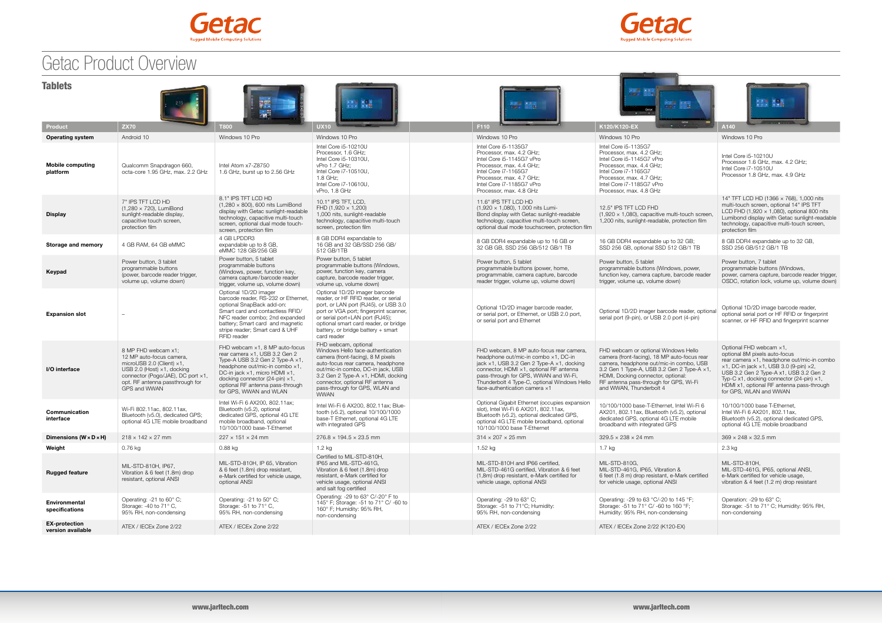# Getac Product Overview

## Tablets

| Product | ZX70 | T800 | UX10 | F110 | K120/K120-EX | A140 |
|---|---|---|---|---|---|---|
| Operating system | Android 10 | Windows 10 Pro | Windows 10 Pro | Windows 10 Pro | Windows 10 Pro | Windows 10 Pro |
| Mobile computing platform | Qualcomm Snapdragon 660, octa-core 1.95 GHz, max. 2.2 GHz | Intel Atom x7-Z8750 1.6 GHz, burst up to 2.56 GHz | Intel Core i5-10210U Processor, 1.6 GHz; Intel Core i5-10310U, vPro 1.7 GHz; Intel Core i7-10510U, 1.8 GHz; Intel Core i7-10610U, vPro, 1.8 GHz | Intel Core i5-1135G7 Processor, max. 4.2 GHz; Intel Core i5-1145G7 vPro Processor, max. 4.4 GHz; Intel Core i7-1165G7 Processor, max. 4.7 GHz; Intel Core i7-1185G7 vPro Processor, max. 4.8 GHz | Intel Core i5-1135G7 Processor, max. 4.2 GHz; Intel Core i5-1145G7 vPro Processor, max. 4.4 GHz; Intel Core i7-1165G7 Processor, max. 4.7 GHz; Intel Core i7-1185G7 vPro Processor, max. 4.8 GHz | Intel Core i5-10210U Processor 1.6 GHz, max. 4.2 GHz; Intel Core i7-10510U Processor 1.8 GHz, max. 4.9 GHz |
| Display | 7" IPS TFT LCD HD (1,280 × 720), LumiBond sunlight-readable display, capacitive touch screen, protection film | 8.1" IPS TFT LCD HD (1,280 × 800), 600 nits LumiBond display with Getac sunlight-readable technology, capacitive multi-touch screen, optional dual mode touch-screen, protection film | 10.1" IPS TFT, LCD, FHD (1,920 × 1,200) 1,000 nits, sunlight-readable technology, capacitive multi-touch screen, protection film | 11.6" IPS TFT LCD HD (1,920 × 1,080), 1.000 nits Lumi-Bond display with Getac sunlight-readable technology, capacitive multi-touch screen, optional dual mode touchscreen, protection film | 12.5" IPS TFT LCD FHD (1,920 × 1,080), capacitive multi-touch screen, 1,200 nits, sunlight-readable, protection film | 14" TFT LCD HD (1366 × 768), 1,000 nits multi-touch screen, optional 14" IPS TFT LCD FHD (1,920 × 1,080), optional 800 nits Lumibond display with Getac sunlight-readable technology, capacitive multi-touch screen, protection film |
| Storage and memory | 4 GB RAM, 64 GB eMMC | 4 GB LPDDR3 expandable up to 8 GB, eMMC 128 GB/256 GB | 8 GB DDR4 expandable to 16 GB and 32 GB/SSD 256 GB/ 512 GB/1TB | 8 GB DDR4 expandable up to 16 GB or 32 GB GB, SSD 256 GB/512 GB/1 TB | 16 GB DDR4 expandable up to 32 GB; SSD 256 GB, optional SSD 512 GB/1 TB | 8 GB DDR4 expandable up to 32 GB, SSD 256 GB/512 GB/1 TB |
| Keypad | Power button, 3 tablet programmable buttons (power, barcode reader trigger, volume up, volume down) | Power button, 5 tablet programmable buttons (Windows, power, function key, camera capture/barcode reader trigger, volume up, volume down) | Power button, 5 tablet programmable buttons (Windows, power, function key, camera capture, barcode reader trigger, volume up, volume down) | Power button, 5 tablet programmable buttons (power, home, programmable, camera capture, barcode reader trigger, volume up, volume down) | Power button, 5 tablet programmable buttons (Windows, power, function key, camera capture, barcode reader trigger, volume up, volume down) | Power button, 7 tablet programmable buttons (Windows, power, camera capture, barcode reader trigger, OSDC, rotation lock, volume up, volume down) |
| Expansion slot | – | Optional 1D/2D imager barcode reader, RS-232 or Ethernet, optional SnapBack add-on: Smart card and contactless RFID/ NFC reader combo; 2nd expanded battery; Smart card and magnetic stripe reader; Smart card & UHF RFID reader | Optional 1D/2D imager barcode reader, or HF RFID reader, or serial port, or LAN port (RJ45), or USB 3.0 port or VGA port; fingerprint scanner, or serial port+LAN port (RJ45); optional smart card reader, or bridge battery, or bridge battery + smart card reader | Optional 1D/2D imager barcode reader, or serial port, or Ethernet, or USB 2.0 port, or serial port and Ethernet | Optional 1D/2D imager barcode reader, optional serial port (9-pin), or USB 2.0 port (4-pin) | Optional 1D/2D image barcode reader, optional serial port or HF RFID or fingerprint scanner, or HF RFID and fingerprint scanner |
| I/O interface | 8 MP FHD webcam ×1; 12 MP auto-focus camera, microUSB 2.0 (Client) ×1, USB 2.0 (Host) ×1, docking connector (Pogo/JAE), DC port ×1, opt. RF antenna passthrough for GPS and WWAN | FHD webcam ×1, 8 MP auto-focus rear camera ×1, USB 3.2 Gen 2 Type-A USB 3.2 Gen 2 Type-A ×1, headphone out/mic-in combo ×1, DC-in jack ×1, micro HDMI ×1, docking connector (24-pin) ×1, optional RF antenna pass-through for GPS, WWAN and WLAN | FHD webcam, optional Windows Hello face-authentication camera (front-facing), 8 M pixels auto-focus rear camera, headphone out/mic-in combo, DC-in jack, USB 3.2 Gen 2 Type-A ×1, HDMI, docking connector, optional RF antenna pass-through for GPS, WLAN and WWAN | FHD webcam, 8 MP auto-focus rear camera, headphone out/mic-in combo ×1, DC-in jack ×1, USB 3.2 Gen 2 Type-A ×1, docking connector, HDMI ×1, optional RF antenna pass-through for GPS, WWAN and Wi-Fi, Thunderbolt 4 Type-C, optional Windows Hello face-authentication camera ×1 | FHD webcam or optional Windows Hello camera (front-facing), 18 MP auto-focus rear camera, headphone out/mic-in combo, USB 3.2 Gen 1 Type-A, USB 3.2 Gen 2 Type-A ×1, HDMI, Docking connector, optional: RF antenna pass-through for GPS, Wi-Fi and WWAN, Thunderbolt 4 | Optional FHD webcam ×1, optional 8M pixels auto-focus rear camera ×1, headphone out/mic-in combo ×1, DC-in jack ×1, USB 3.0 (9-pin) ×2, USB 3.2 Gen 2 Type-A x1, USB 3.2 Gen 2 Typ-C x1, docking connector (24-pin) ×1, HDMI ×1, optional RF antenna pass-through for GPS, WLAN and WWAN |
| Communication interface | Wi-Fi 802.11ac, 802.11ax, Bluetooth (v5.0), dedicated GPS; optional 4G LTE mobile broadband | Intel Wi-Fi 6 AX200, 802.11ax; Bluetooth (v5.2), optional dedicated GPS, optional 4G LTE mobile broadband, optional 10/100/1000 base-T-Ethernet | Intel Wi-Fi 6 AX200, 802.11ax; Blue-tooth (v5.2), optional 10/100/1000 base-T Ethernet, optional 4G LTE with integrated GPS | Optional Gigabit Ethernet (occupies expansion slot), Intel Wi-Fi 6 AX201, 802.11ax, Bluetooth (v5.2), optional dedicated GPS, optional 4G LTE mobile broadband, optional 10/100/1000 base-T-Ethernet | 10/100/1000 base-T-Ethernet, Intel Wi-Fi 6 AX201, 802.11ax, Bluetooth (v5.2), optional dedicated GPS, optional 4G LTE mobile broadband with integrated GPS | 10/100/1000 base T-Ethernet, Intel Wi-Fi 6 AX201, 802.11ax, Bluetooth (v5.2), optional dedicated GPS, optional 4G LTE mobile broadband |
| Dimensions (W × D × H) | 218 × 142 × 27 mm | 227 × 151 × 24 mm | 276.8 × 194.5 × 23.5 mm | 314 × 207 × 25 mm | 329.5 × 238 × 24 mm | 369 × 248 × 32.5 mm |
| Weight | 0.76 kg | 0.88 kg | 1.2 kg | 1.52 kg | 1.7 kg | 2.3 kg |
| Rugged feature | MIL-STD-810H, IP67, Vibration & 6 feet (1.8m) drop resistant, optional ANSI | MIL-STD-810H, IP 65, Vibration & 6 feet (1.8m) drop resistant, e-Mark certified for vehicle usage, optional ANSI | Certified to MIL-STD-810H, IP65 and MIL-STD-461G, Vibration & 6 feet (1.8m) drop resistant, e-Mark certified for vehicle usage, optional ANSI and salt fog certified | MIL-STD-810H and IP66 certified, MIL-STD-461G certified, Vibration & 6 feet (1,8m) drop resistant, e-Mark certified for vehicle usage, optional ANSI | MIL-STD-810G, MIL-STD-461G, IP65, Vibration & 6 feet (1.8 m) drop resistant, e-Mark certified for vehicle usage, optional ANSI | MIL-STD-810H, MIL-STD-461G, IP65, optional ANSI, e-Mark certified for vehicle usage, vibration & 4 feet (1.2 m) drop resistant |
| Environmental specifications | Operating: -21 to 60° C; Storage: -40 to 71° C, 95% RH, non-condensing | Operating: -21 to 50° C; Storage: -51 to 71° C, 95% RH, non-condensing | Operating: -29 to 63° C/-20° F to 145° F; Storage: -51 to 71° C/ -60 to 160° F; Humidity: 95% RH, non-condensing | Operating: -29 to 63° C; Storage: -51 to 71°C; Humidity: 95% RH, non-condensing | Operating: -29 to 63 °C/-20 to 145 °F; Storage: -51 to 71° C/ -60 to 160 °F; Humidity: 95% RH, non-condensing | Operation: -29 to 63° C; Storage: -51 to 71° C; Humidity: 95% RH, non-condensing |
| EX-protection version available | ATEX / IECEx Zone 2/22 | ATEX / IECEx Zone 2/22 | | ATEX / IECEx Zone 2/22 | ATEX / IECEx Zone 2/22 (K120-EX) | |

www.jarltech.com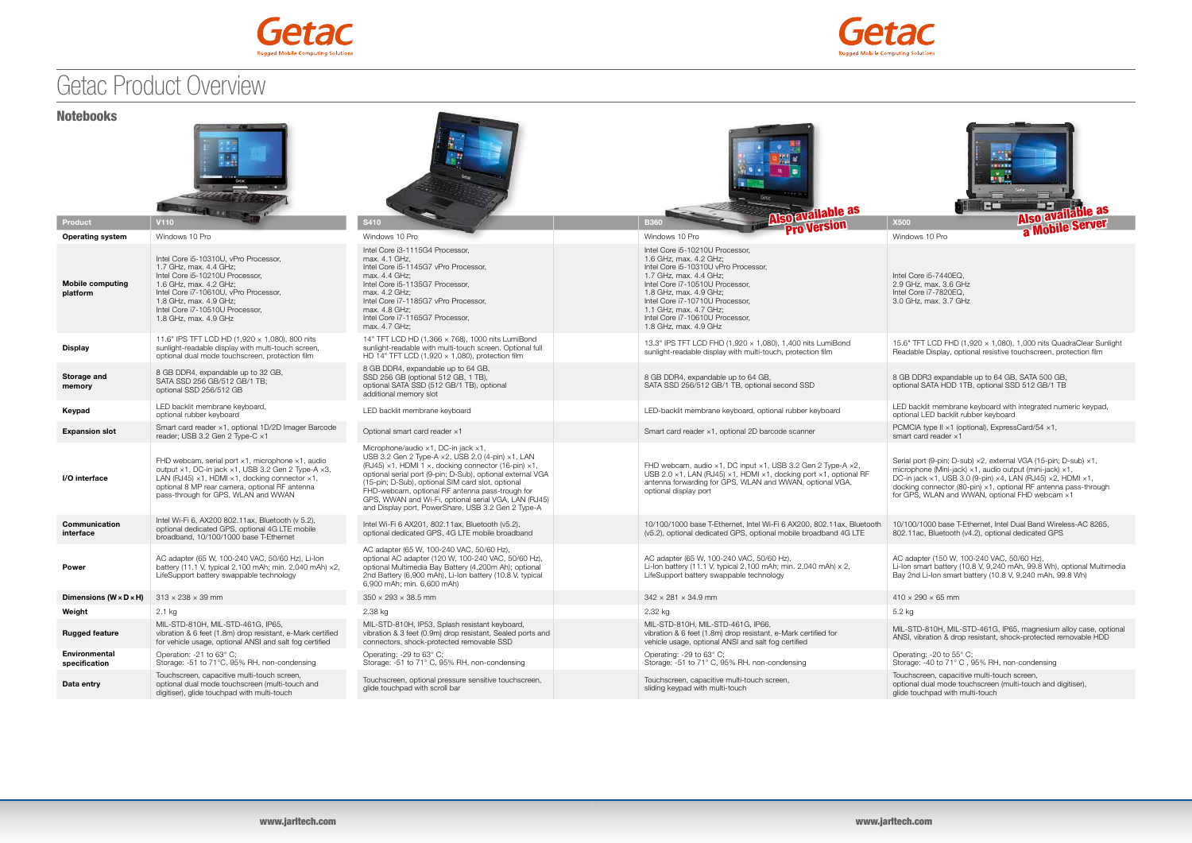# Getac Product Overview

## Notebooks

| Product | V110 | S410 | B360 | X500 |
|---|---|---|---|---|
| | | | Also available as Pro Version | Also available as a Mobile Server |
| **Operating system** | Windows 10 Pro | Windows 10 Pro | Windows 10 Pro | Windows 10 Pro |
| **Mobile computing platform** | Intel Core i5-10310U, vPro Processor, 1.7 GHz, max. 4.4 GHz; Intel Core i5-10210U Processor, 1.6 GHz, max. 4.2 GHz; Intel Core i7-10610U, vPro Processor, 1.8 GHz, max. 4.9 GHz; Intel Core i7-10510U Processor, 1.8 GHz, max. 4.9 GHz | Intel Core i3-1115G4 Processor, max. 4.1 GHz, Intel Core i5-1145G7 vPro Processor, max. 4.4 GHz; Intel Core i5-1135G7 Processor, max. 4.2 GHz; Intel Core i7-1185G7 vPro Processor, max. 4.8 GHz; Intel Core i7-1165G7 Processor, max. 4.7 GHz; | Intel Core i5-10210U Processor, 1.6 GHz, max. 4.2 GHz; Intel Core i5-10310U vPro Processor, 1.7 GHz, max. 4.4 GHz; Intel Core i7-10510U Processor, 1.8 GHz, max. 4.9 GHz; Intel Core i7-10710U Processor, 1.1 GHz, max. 4.7 GHz; Intel Core i7-10610U Processor, 1.8 GHz, max. 4.9 GHz | Intel Core i5-7440EQ, 2.9 GHz, max. 3.6 GHz Intel Core i7-7820EQ, 3.0 GHz, max. 3.7 GHz |
| **Display** | 11.6" IPS TFT LCD HD (1,920 × 1,080), 800 nits sunlight-readable display with multi-touch screen, optional dual mode touchscreen, protection film | 14" TFT LCD HD (1,366 × 768), 1000 nits LumiBond sunlight-readable with multi-touch screen. Optional full HD 14" TFT LCD (1,920 × 1,080), protection film | 13.3" IPS TFT LCD FHD (1,920 × 1,080), 1,400 nits LumiBond sunlight-readable display with multi-touch, protection film | 15.6" TFT LCD FHD (1,920 × 1,080), 1,000 nits QuadraClear Sunlight Readable Display, optional resistive touchscreen, protection film |
| **Storage and memory** | 8 GB DDR4, expandable up to 32 GB, SATA SSD 256 GB/512 GB/1 TB; optional SSD 256/512 GB | 8 GB DDR4, expandable up to 64 GB, SSD 256 GB (optional 512 GB, 1 TB), optional SATA SSD (512 GB/1 TB), optional additional memory slot | 8 GB DDR4, expandable up to 64 GB, SATA SSD 256/512 GB/1 TB, optional second SSD | 8 GB DDR3 expandable up to 64 GB, SATA 500 GB, optional SATA HDD 1TB, optional SSD 512 GB/1 TB |
| **Keypad** | LED backlit membrane keyboard, optional rubber keyboard | LED backlit membrane keyboard | LED-backlit membrane keyboard, optional rubber keyboard | LED backlit membrane keyboard with integrated numeric keypad, optional LED backlit rubber keyboard |
| **Expansion slot** | Smart card reader ×1, optional 1D/2D Imager Barcode reader; USB 3.2 Gen 2 Type-C ×1 | Optional smart card reader ×1 | Smart card reader ×1, optional 2D barcode scanner | PCMCIA type II ×1 (optional), ExpressCard/54 ×1, smart card reader ×1 |
| **I/O interface** | FHD webcam, serial port ×1, microphone ×1, audio output ×1, DC-in jack ×1, USB 3.2 Gen 2 Type-A ×3, LAN (RJ45) ×1, HDMI ×1, docking connector ×1, optional 8 MP rear camera, optional RF antenna pass-through for GPS, WLAN and WWAN | Microphone/audio ×1, DC-in jack ×1, USB 3.2 Gen 2 Type-A ×2, USB 2.0 (4-pin) ×1, LAN (RJ45) ×1, HDMI 1 ×, docking connector (16-pin) ×1, optional serial port (9-pin; D-Sub), optional external VGA (15-pin; D-Sub), optional SIM card slot, optional FHD-webcam, optional RF antenna pass-trough for GPS, WWAN and Wi-Fi, optional serial VGA, LAN (RJ45) and Display port, PowerShare, USB 3.2 Gen 2 Type-A | FHD webcam, audio ×1, DC input ×1, USB 3.2 Gen 2 Type-A ×2, USB 2.0 ×1, LAN (RJ45) ×1, HDMI ×1, docking port ×1, optional RF antenna forwarding for GPS, WLAN and WWAN, optional VGA, optional display port | Serial port (9-pin; D-sub) ×2, external VGA (15-pin; D-sub) ×1, microphone (Mini-jack) ×1, audio output (mini-jack) ×1, DC-in jack ×1, USB 3.0 (9-pin) ×4, LAN (RJ45) ×2, HDMI ×1, docking connector (80-pin) ×1, optional RF antenna pass-through for GPS, WLAN and WWAN, optional FHD webcam ×1 |
| **Communication interface** | Intel Wi-Fi 6, AX200 802.11ax, Bluetooth (v 5.2), optional dedicated GPS, optional 4G LTE mobile broadband, 10/100/1000 base T-Ethernet | Intel Wi-Fi 6 AX201, 802.11ax, Bluetooth (v5.2), optional 4G LTE mobile broadband | 10/100/1000 base T-Ethernet, Intel Wi-Fi 6 AX200, 802.11ax, Bluetooth (v5.2), optional dedicated GPS, optional mobile broadband 4G LTE | 10/100/1000 base T-Ethernet, Intel Dual Band Wireless-AC 8265, 802.11ac, Bluetooth (v4.2), optional dedicated GPS |
| **Power** | AC adapter (65 W, 100-240 VAC, 50/60 Hz), Li-Ion battery (11.1 V, typical 2,100 mAh; min. 2,040 mAh) ×2, LifeSupport battery swappable technology | AC adapter (65 W, 100-240 VAC, 50/60 Hz), optional AC adapter (120 W, 100-240 VAC, 50/60 Hz), optional Multimedia Bay Battery (4,200m Ah); optional 2nd Battery (6,900 mAh), Li-Ion battery (10.8 V, typical 6,900 mAh; min. 6,600 mAh) | AC adapter (65 W, 100-240 VAC, 50/60 Hz), Li-Ion battery (11.1 V, typical 2,100 mAh; min. 2,040 mAh) x 2, LifeSupport battery swappable technology | AC adapter (150 W, 100-240 VAC, 50/60 Hz), Li-Ion smart battery (10.8 V, 9,240 mAh, 99.8 Wh), optional Multimedia Bay 2nd Li-Ion smart battery (10.8 V, 9,240 mAh, 99.8 Wh) |
| **Dimensions (W × D × H)** | 313 × 238 × 39 mm | 350 × 293 × 38.5 mm | 342 × 281 × 34.9 mm | 410 × 290 × 65 mm |
| **Weight** | 2.1 kg | 2.38 kg | 2.32 kg | 5.2 kg |
| **Rugged feature** | MIL-STD-810H, MIL-STD-461G, IP65, vibration & 6 feet (1.8m) drop resistant, e-Mark certified for vehicle usage, optional ANSI and salt fog certified | MIL-STD-810H, IP53, Splash resistant keyboard, vibration & 3 feet (0.9m) drop resistant, Sealed ports and connectors, shock-protected removable SSD | MIL-STD-810H, MIL-STD-461G, IP66, vibration & 6 feet (1.8m) drop resistant, e-Mark certified for vehicle usage, optional ANSI and salt fog certified | MIL-STD-810H, MIL-STD-461G, IP65, magnesium alloy case, optional ANSI, vibration & drop resistant, shock-protected removable HDD |
| **Environmental specification** | Operation: -21 to 63° C; Storage: -51 to 71°C, 95% RH, non-condensing | Operating: -29 to 63° C; Storage: -51 to 71° C, 95% RH, non-condensing | Operating: -29 to 63° C; Storage: -51 to 71° C, 95% RH, non-condensing | Operating: -20 to 55° C; Storage: -40 to 71° C , 95% RH, non-condensing |
| **Data entry** | Touchscreen, capacitive multi-touch screen, optional dual mode touchscreen (multi-touch and digitiser), glide touchpad with multi-touch | Touchscreen, optional pressure sensitive touchscreen, glide touchpad with scroll bar | Touchscreen, capacitive multi-touch screen, sliding keypad with multi-touch | Touchscreen, capacitive multi-touch screen, optional dual mode touchscreen (multi-touch and digitiser), glide touchpad with multi-touch |

www.jarltech.com